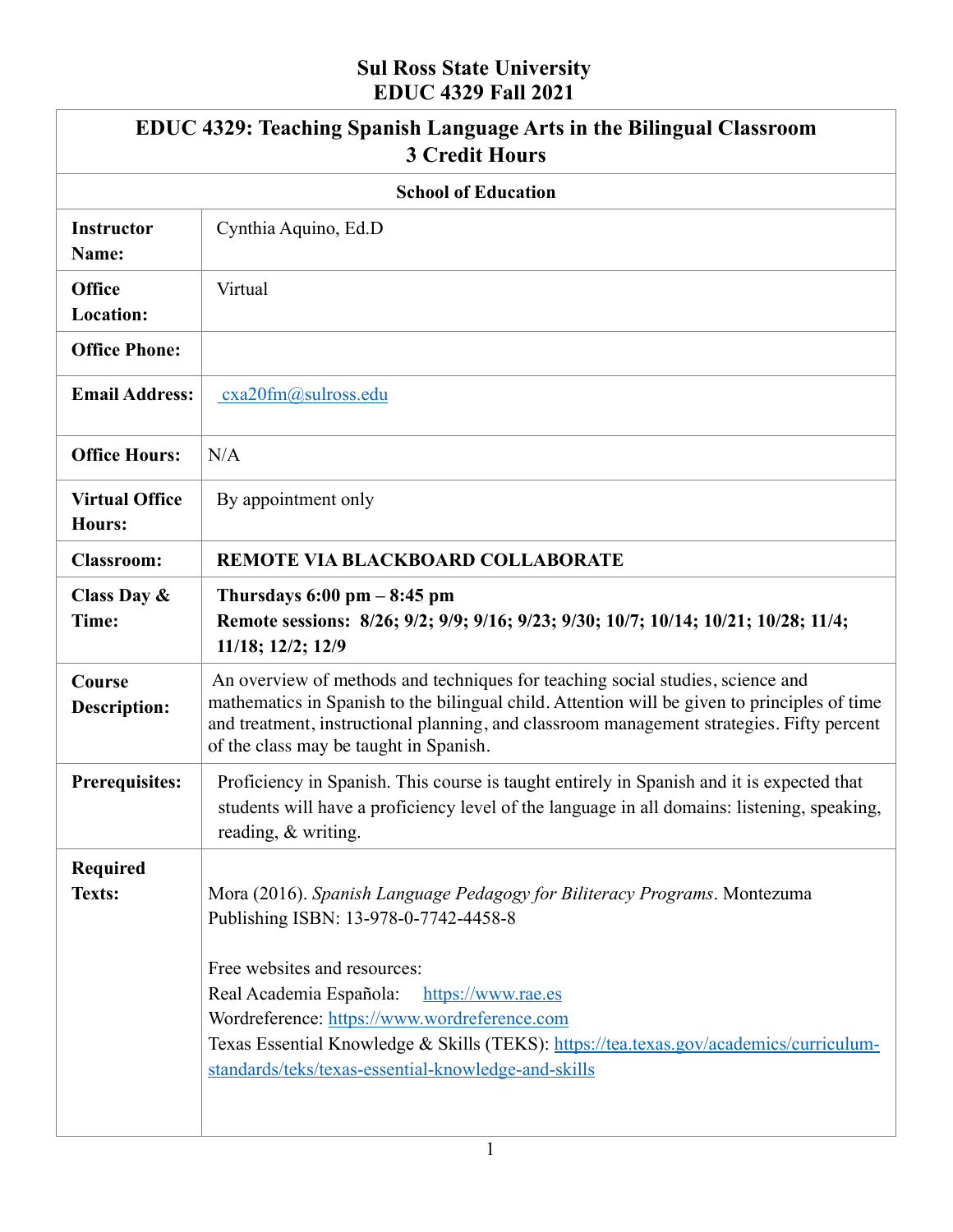# Sul Ross State University
# EDUC 4329 Fall 2021

| EDUC 4329: Teaching Spanish Language Arts in the Bilingual Classroom<br>3 Credit Hours | |
|---|---|
| **School of Education** | |
| **Instructor Name:** | Cynthia Aquino, Ed.D |
| **Office Location:** | Virtual |
| **Office Phone:** | |
| **Email Address:** | cxa20fm@sulross.edu |
| **Office Hours:** | N/A |
| **Virtual Office Hours:** | By appointment only |
| **Classroom:** | **REMOTE VIA BLACKBOARD COLLABORATE** |
| **Class Day & Time:** | **Thursdays 6:00 pm – 8:45 pm**<br>**Remote sessions: 8/26; 9/2; 9/9; 9/16; 9/23; 9/30; 10/7; 10/14; 10/21; 10/28; 11/4; 11/18; 12/2; 12/9** |
| **Course Description:** | An overview of methods and techniques for teaching social studies, science and mathematics in Spanish to the bilingual child. Attention will be given to principles of time and treatment, instructional planning, and classroom management strategies. Fifty percent of the class may be taught in Spanish. |
| **Prerequisites:** | Proficiency in Spanish. This course is taught entirely in Spanish and it is expected that students will have a proficiency level of the language in all domains: listening, speaking, reading, & writing. |
| **Required Texts:** | Mora (2016). *Spanish Language Pedagogy for Biliteracy Programs*. Montezuma Publishing ISBN: 13-978-0-7742-4458-8<br><br>Free websites and resources:<br>Real Academia Española: https://www.rae.es<br>Wordreference: https://www.wordreference.com<br>Texas Essential Knowledge & Skills (TEKS): https://tea.texas.gov/academics/curriculum-standards/teks/texas-essential-knowledge-and-skills |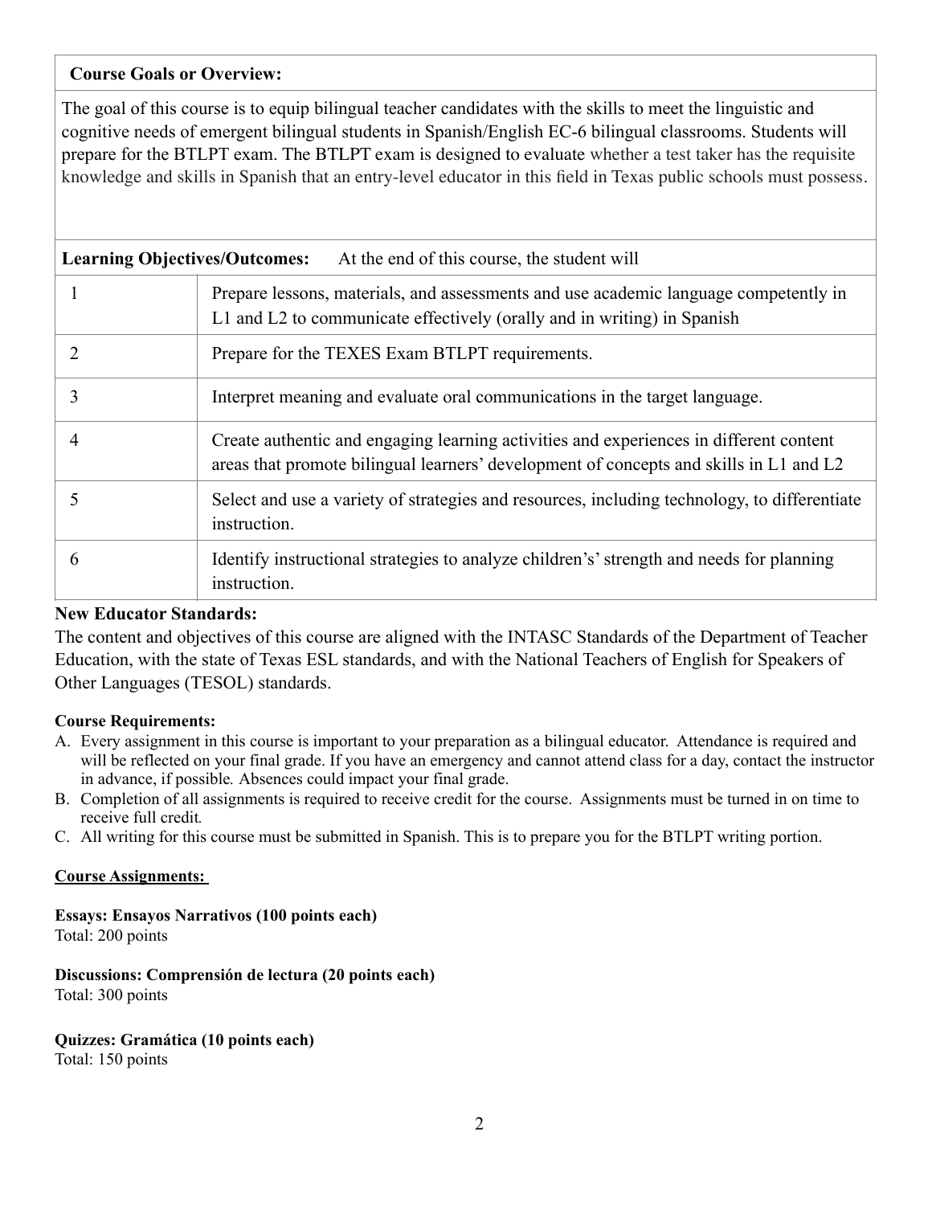| **Course Goals or Overview:** |
|---|
| The goal of this course is to equip bilingual teacher candidates with the skills to meet the linguistic and cognitive needs of emergent bilingual students in Spanish/English EC-6 bilingual classrooms. Students will prepare for the BTLPT exam. The BTLPT exam is designed to evaluate whether a test taker has the requisite knowledge and skills in Spanish that an entry-level educator in this field in Texas public schools must possess. |

| **Learning Objectives/Outcomes:** | At the end of this course, the student will |
|---|---|
| 1 | Prepare lessons, materials, and assessments and use academic language competently in L1 and L2 to communicate effectively (orally and in writing) in Spanish |
| 2 | Prepare for the TEXES Exam BTLPT requirements. |
| 3 | Interpret meaning and evaluate oral communications in the target language. |
| 4 | Create authentic and engaging learning activities and experiences in different content areas that promote bilingual learners' development of concepts and skills in L1 and L2 |
| 5 | Select and use a variety of strategies and resources, including technology, to differentiate instruction. |
| 6 | Identify instructional strategies to analyze children's' strength and needs for planning instruction. |

**New Educator Standards:**

The content and objectives of this course are aligned with the INTASC Standards of the Department of Teacher Education, with the state of Texas ESL standards, and with the National Teachers of English for Speakers of Other Languages (TESOL) standards.

**Course Requirements:**

A. Every assignment in this course is important to your preparation as a bilingual educator. Attendance is required and will be reflected on your final grade. If you have an emergency and cannot attend class for a day, contact the instructor in advance, if possible. Absences could impact your final grade.
B. Completion of all assignments is required to receive credit for the course. Assignments must be turned in on time to receive full credit.
C. All writing for this course must be submitted in Spanish. This is to prepare you for the BTLPT writing portion.

**Course Assignments:**

**Essays: Ensayos Narrativos (100 points each)**
Total: 200 points

**Discussions: Comprensión de lectura (20 points each)**
Total: 300 points

**Quizzes: Gramática (10 points each)**
Total: 150 points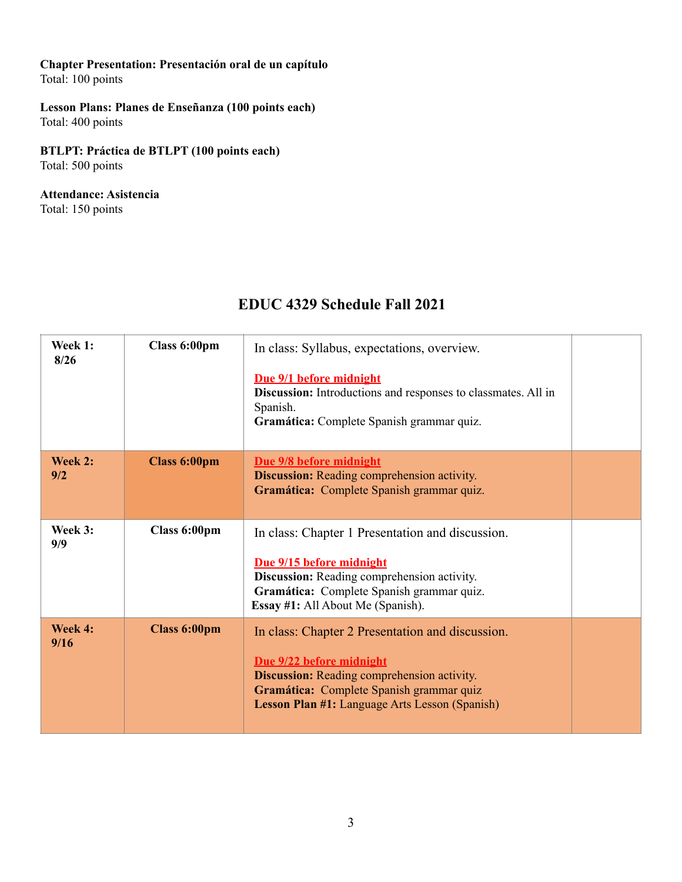**Chapter Presentation: Presentación oral de un capítulo**
Total: 100 points

**Lesson Plans: Planes de Enseñanza (100 points each)**
Total: 400 points

**BTLPT: Práctica de BTLPT (100 points each)**
Total: 500 points

**Attendance: Asistencia**
Total: 150 points

## EDUC 4329 Schedule Fall 2021

| | | | |
|---|---|---|---|
| **Week 1: 8/26** | **Class 6:00pm** | In class: Syllabus, expectations, overview.<br><br>**Due 9/1 before midnight**<br>**Discussion:** Introductions and responses to classmates. All in Spanish.<br>**Gramática:** Complete Spanish grammar quiz. | |
| **Week 2: 9/2** | **Class 6:00pm** | **Due 9/8 before midnight**<br>**Discussion:** Reading comprehension activity.<br>**Gramática:** Complete Spanish grammar quiz. | |
| **Week 3: 9/9** | **Class 6:00pm** | In class: Chapter 1 Presentation and discussion.<br><br>**Due 9/15 before midnight**<br>**Discussion:** Reading comprehension activity.<br>**Gramática:** Complete Spanish grammar quiz.<br>**Essay #1:** All About Me (Spanish). | |
| **Week 4: 9/16** | **Class 6:00pm** | In class: Chapter 2 Presentation and discussion.<br><br>**Due 9/22 before midnight**<br>**Discussion:** Reading comprehension activity.<br>**Gramática:** Complete Spanish grammar quiz<br>**Lesson Plan #1:** Language Arts Lesson (Spanish) | |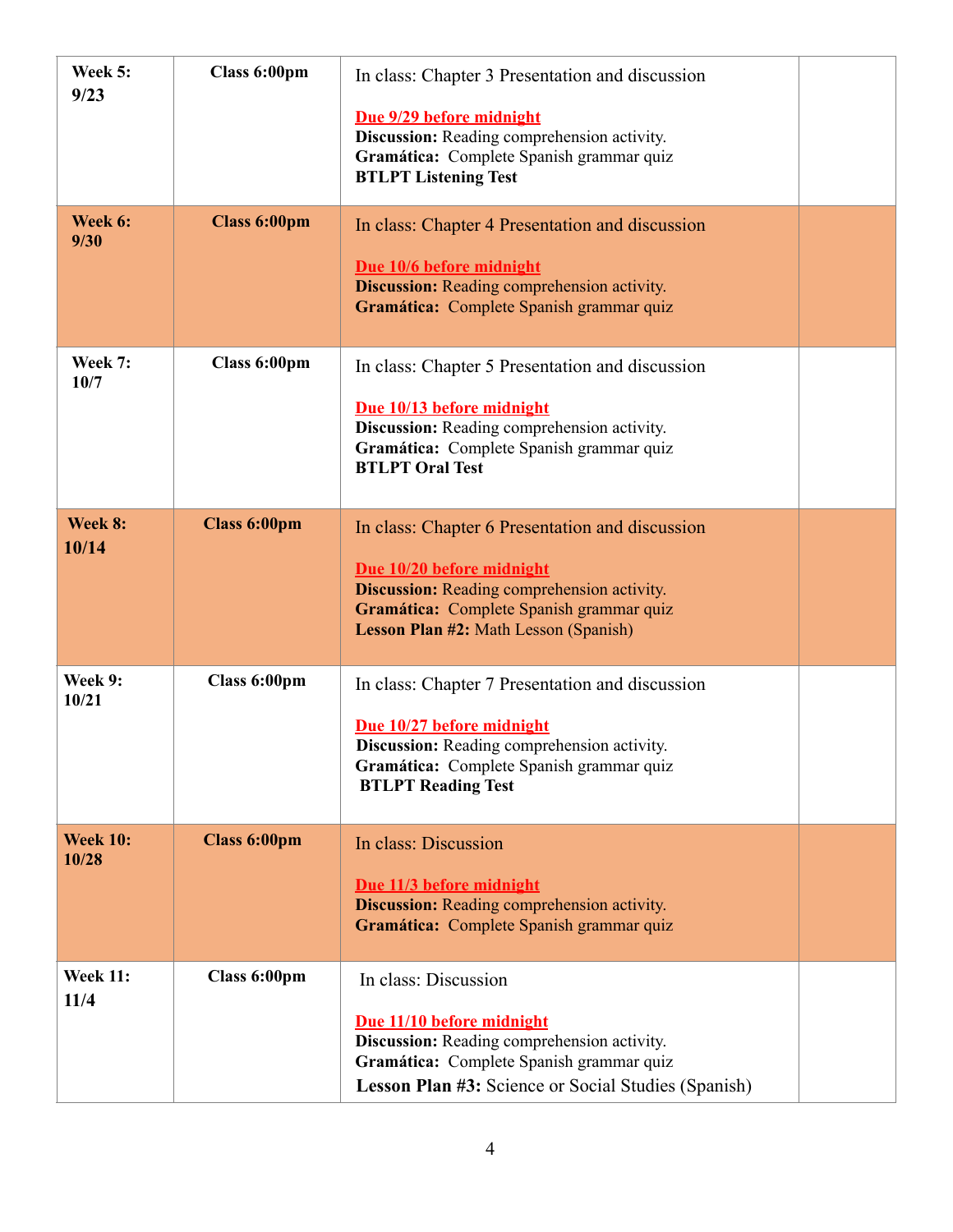| Week 5: 9/23 | Class 6:00pm | In class: Chapter 3 Presentation and discussion<br><br>**Due 9/29 before midnight**<br>**Discussion:** Reading comprehension activity.<br>**Gramática:** Complete Spanish grammar quiz<br>**BTLPT Listening Test** | |
|---|---|---|---|
| **Week 6: 9/30** | **Class 6:00pm** | In class: Chapter 4 Presentation and discussion<br><br>**Due 10/6 before midnight**<br>**Discussion:** Reading comprehension activity.<br>**Gramática:** Complete Spanish grammar quiz | |
| **Week 7: 10/7** | **Class 6:00pm** | In class: Chapter 5 Presentation and discussion<br><br>**Due 10/13 before midnight**<br>**Discussion:** Reading comprehension activity.<br>**Gramática:** Complete Spanish grammar quiz<br>**BTLPT Oral Test** | |
| **Week 8: 10/14** | **Class 6:00pm** | In class: Chapter 6 Presentation and discussion<br><br>**Due 10/20 before midnight**<br>**Discussion:** Reading comprehension activity.<br>**Gramática:** Complete Spanish grammar quiz<br>**Lesson Plan #2:** Math Lesson (Spanish) | |
| **Week 9: 10/21** | **Class 6:00pm** | In class: Chapter 7 Presentation and discussion<br><br>**Due 10/27 before midnight**<br>**Discussion:** Reading comprehension activity.<br>**Gramática:** Complete Spanish grammar quiz<br>**BTLPT Reading Test** | |
| **Week 10: 10/28** | **Class 6:00pm** | In class: Discussion<br><br>**Due 11/3 before midnight**<br>**Discussion:** Reading comprehension activity.<br>**Gramática:** Complete Spanish grammar quiz | |
| **Week 11: 11/4** | **Class 6:00pm** | In class: Discussion<br><br>**Due 11/10 before midnight**<br>**Discussion:** Reading comprehension activity.<br>**Gramática:** Complete Spanish grammar quiz<br>**Lesson Plan #3:** Science or Social Studies (Spanish) | |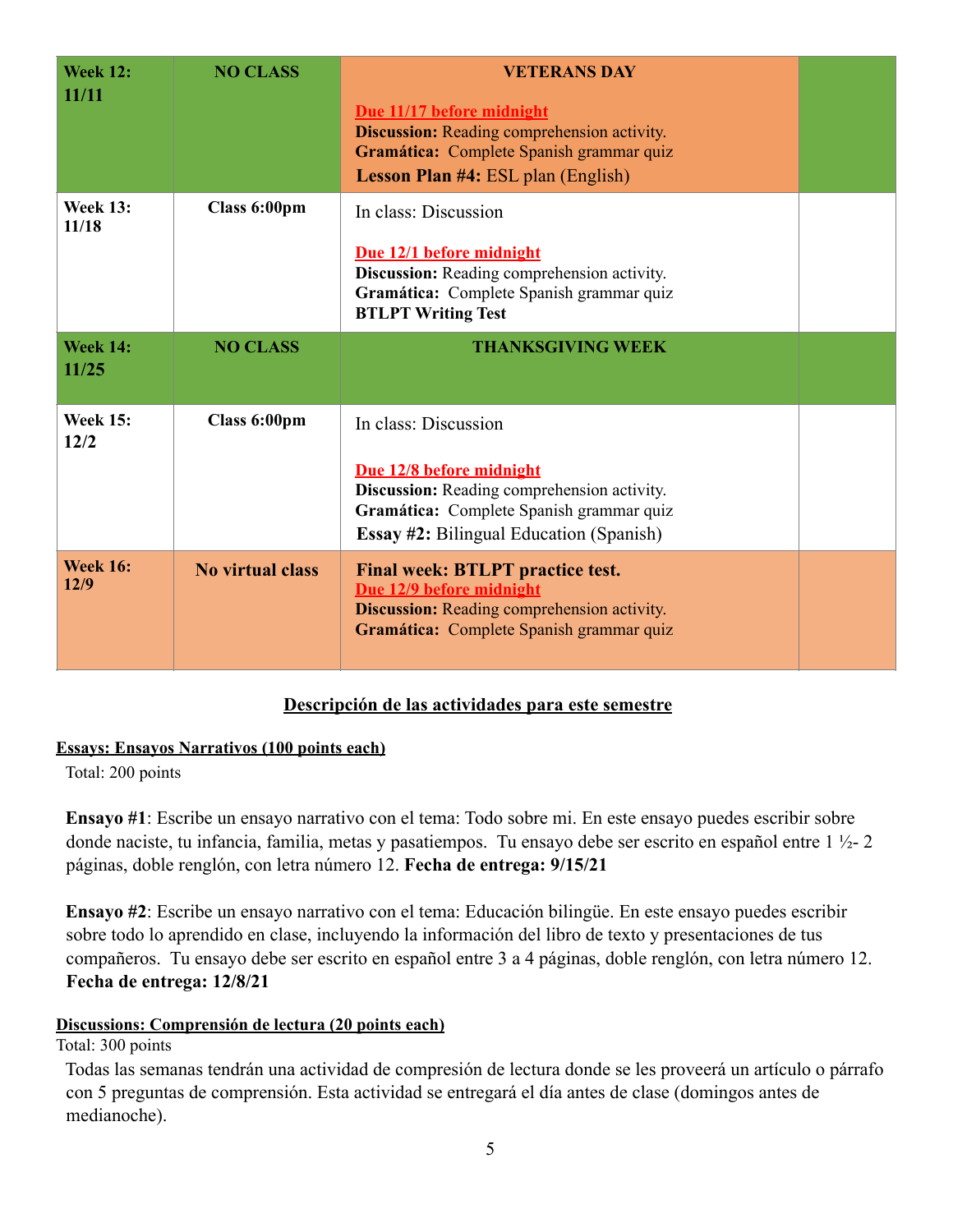| **Week 12: 11/11** | **NO CLASS** | **VETERANS DAY**<br><br>**Due 11/17 before midnight**<br>**Discussion:** Reading comprehension activity.<br>**Gramática:** Complete Spanish grammar quiz<br>**Lesson Plan #4:** ESL plan (English) | |
|---|---|---|---|
| **Week 13: 11/18** | **Class 6:00pm** | In class: Discussion<br><br>**Due 12/1 before midnight**<br>**Discussion:** Reading comprehension activity.<br>**Gramática:** Complete Spanish grammar quiz<br>**BTLPT Writing Test** | |
| **Week 14: 11/25** | **NO CLASS** | **THANKSGIVING WEEK** | |
| **Week 15: 12/2** | **Class 6:00pm** | In class: Discussion<br><br>**Due 12/8 before midnight**<br>**Discussion:** Reading comprehension activity.<br>**Gramática:** Complete Spanish grammar quiz<br>**Essay #2:** Bilingual Education (Spanish) | |
| **Week 16: 12/9** | **No virtual class** | **Final week: BTLPT practice test.**<br>**Due 12/9 before midnight**<br>**Discussion:** Reading comprehension activity.<br>**Gramática:** Complete Spanish grammar quiz | |

## Descripción de las actividades para este semestre

**Essays: Ensayos Narrativos (100 points each)**

Total: 200 points

**Ensayo #1**: Escribe un ensayo narrativo con el tema: Todo sobre mi. En este ensayo puedes escribir sobre donde naciste, tu infancia, familia, metas y pasatiempos. Tu ensayo debe ser escrito en español entre 1 ½- 2 páginas, doble renglón, con letra número 12. **Fecha de entrega: 9/15/21**

**Ensayo #2**: Escribe un ensayo narrativo con el tema: Educación bilingüe. En este ensayo puedes escribir sobre todo lo aprendido en clase, incluyendo la información del libro de texto y presentaciones de tus compañeros. Tu ensayo debe ser escrito en español entre 3 a 4 páginas, doble renglón, con letra número 12. **Fecha de entrega: 12/8/21**

**Discussions: Comprensión de lectura (20 points each)**

Total: 300 points

Todas las semanas tendrán una actividad de compresión de lectura donde se les proveerá un artículo o párrafo con 5 preguntas de comprensión. Esta actividad se entregará el día antes de clase (domingos antes de medianoche).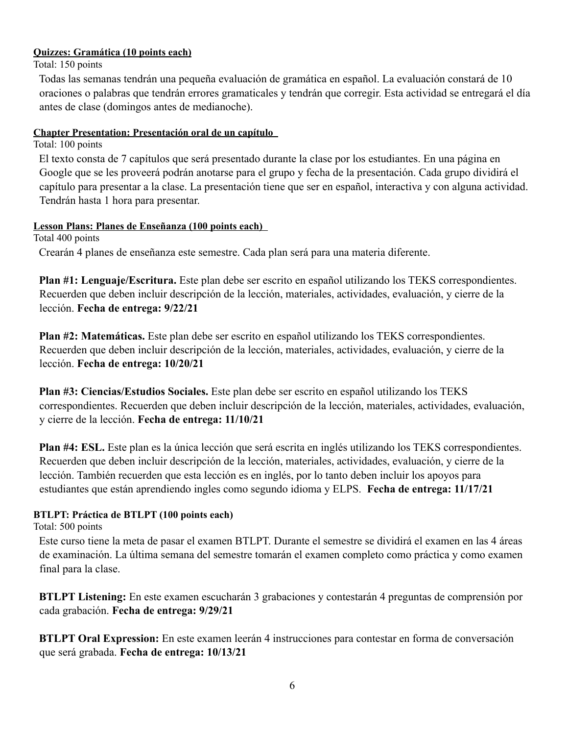**Quizzes: Gramática (10 points each)**

Total: 150 points

Todas las semanas tendrán una pequeña evaluación de gramática en español. La evaluación constará de 10 oraciones o palabras que tendrán errores gramaticales y tendrán que corregir. Esta actividad se entregará el día antes de clase (domingos antes de medianoche).

**Chapter Presentation: Presentación oral de un capítulo**

Total: 100 points

El texto consta de 7 capítulos que será presentado durante la clase por los estudiantes. En una página en Google que se les proveerá podrán anotarse para el grupo y fecha de la presentación. Cada grupo dividirá el capítulo para presentar a la clase. La presentación tiene que ser en español, interactiva y con alguna actividad. Tendrán hasta 1 hora para presentar.

**Lesson Plans: Planes de Enseñanza (100 points each)**

Total 400 points

Crearán 4 planes de enseñanza este semestre. Cada plan será para una materia diferente.

**Plan #1: Lenguaje/Escritura.** Este plan debe ser escrito en español utilizando los TEKS correspondientes. Recuerden que deben incluir descripción de la lección, materiales, actividades, evaluación, y cierre de la lección. **Fecha de entrega: 9/22/21**

**Plan #2: Matemáticas.** Este plan debe ser escrito en español utilizando los TEKS correspondientes. Recuerden que deben incluir descripción de la lección, materiales, actividades, evaluación, y cierre de la lección. **Fecha de entrega: 10/20/21**

**Plan #3: Ciencias/Estudios Sociales.** Este plan debe ser escrito en español utilizando los TEKS correspondientes. Recuerden que deben incluir descripción de la lección, materiales, actividades, evaluación, y cierre de la lección. **Fecha de entrega: 11/10/21**

**Plan #4: ESL.** Este plan es la única lección que será escrita en inglés utilizando los TEKS correspondientes. Recuerden que deben incluir descripción de la lección, materiales, actividades, evaluación, y cierre de la lección. También recuerden que esta lección es en inglés, por lo tanto deben incluir los apoyos para estudiantes que están aprendiendo ingles como segundo idioma y ELPS. **Fecha de entrega: 11/17/21**

**BTLPT: Práctica de BTLPT (100 points each)**

Total: 500 points

Este curso tiene la meta de pasar el examen BTLPT. Durante el semestre se dividirá el examen en las 4 áreas de examinación. La última semana del semestre tomarán el examen completo como práctica y como examen final para la clase.

**BTLPT Listening:** En este examen escucharán 3 grabaciones y contestarán 4 preguntas de comprensión por cada grabación. **Fecha de entrega: 9/29/21**

**BTLPT Oral Expression:** En este examen leerán 4 instrucciones para contestar en forma de conversación que será grabada. **Fecha de entrega: 10/13/21**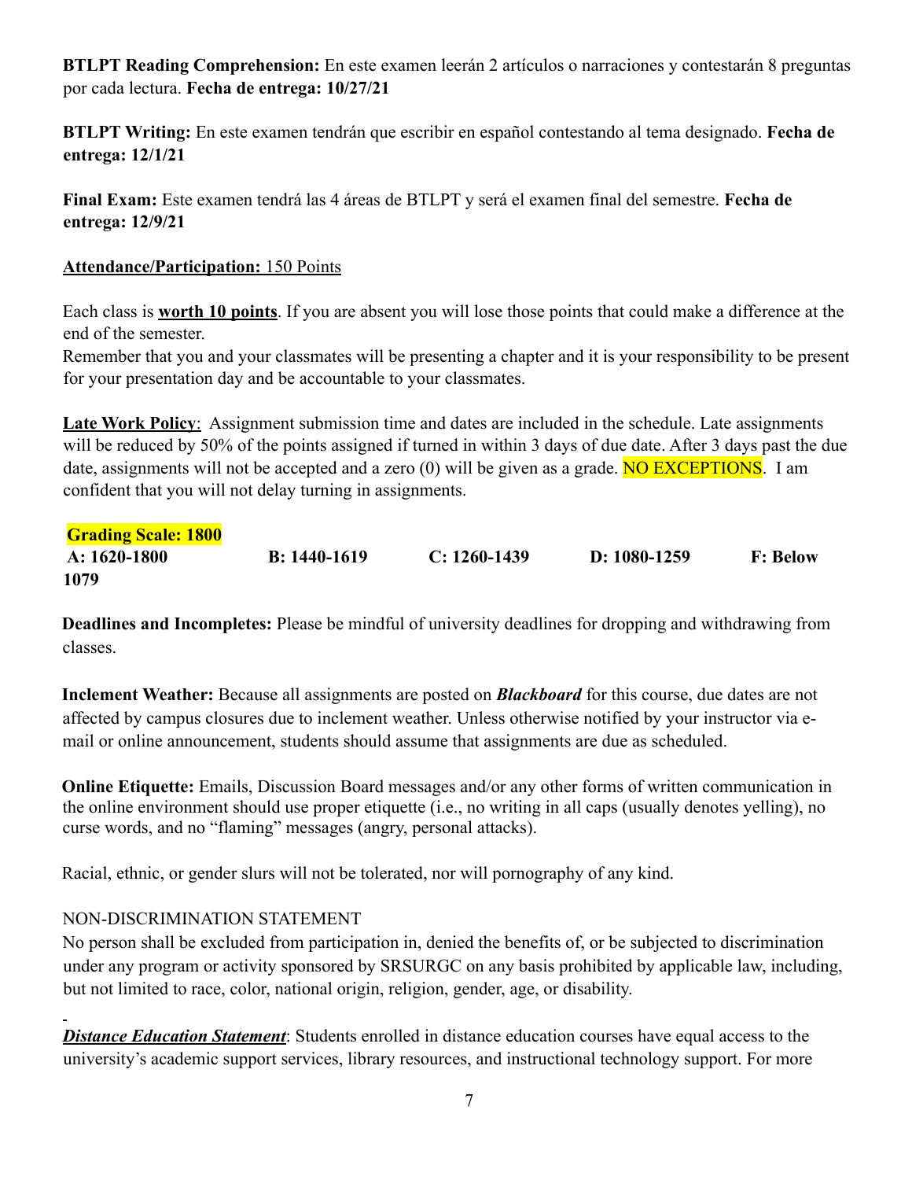**BTLPT Reading Comprehension:** En este examen leerán 2 artículos o narraciones y contestarán 8 preguntas por cada lectura. **Fecha de entrega: 10/27/21**

**BTLPT Writing:** En este examen tendrán que escribir en español contestando al tema designado. **Fecha de entrega: 12/1/21**

**Final Exam:** Este examen tendrá las 4 áreas de BTLPT y será el examen final del semestre. **Fecha de entrega: 12/9/21**

**Attendance/Participation:** 150 Points

Each class is **worth 10 points**. If you are absent you will lose those points that could make a difference at the end of the semester.
Remember that you and your classmates will be presenting a chapter and it is your responsibility to be present for your presentation day and be accountable to your classmates.

**Late Work Policy**: Assignment submission time and dates are included in the schedule. Late assignments will be reduced by 50% of the points assigned if turned in within 3 days of due date. After 3 days past the due date, assignments will not be accepted and a zero (0) will be given as a grade. NO EXCEPTIONS. I am confident that you will not delay turning in assignments.

**Grading Scale: 1800**
**A: 1620-1800** **B: 1440-1619** **C: 1260-1439** **D: 1080-1259** **F: Below 1079**

**Deadlines and Incompletes:** Please be mindful of university deadlines for dropping and withdrawing from classes.

**Inclement Weather:** Because all assignments are posted on ***Blackboard*** for this course, due dates are not affected by campus closures due to inclement weather. Unless otherwise notified by your instructor via e-mail or online announcement, students should assume that assignments are due as scheduled.

**Online Etiquette:** Emails, Discussion Board messages and/or any other forms of written communication in the online environment should use proper etiquette (i.e., no writing in all caps (usually denotes yelling), no curse words, and no "flaming" messages (angry, personal attacks).

Racial, ethnic, or gender slurs will not be tolerated, nor will pornography of any kind.

NON-DISCRIMINATION STATEMENT
No person shall be excluded from participation in, denied the benefits of, or be subjected to discrimination under any program or activity sponsored by SRSURGC on any basis prohibited by applicable law, including, but not limited to race, color, national origin, religion, gender, age, or disability.

***Distance Education Statement***: Students enrolled in distance education courses have equal access to the university's academic support services, library resources, and instructional technology support. For more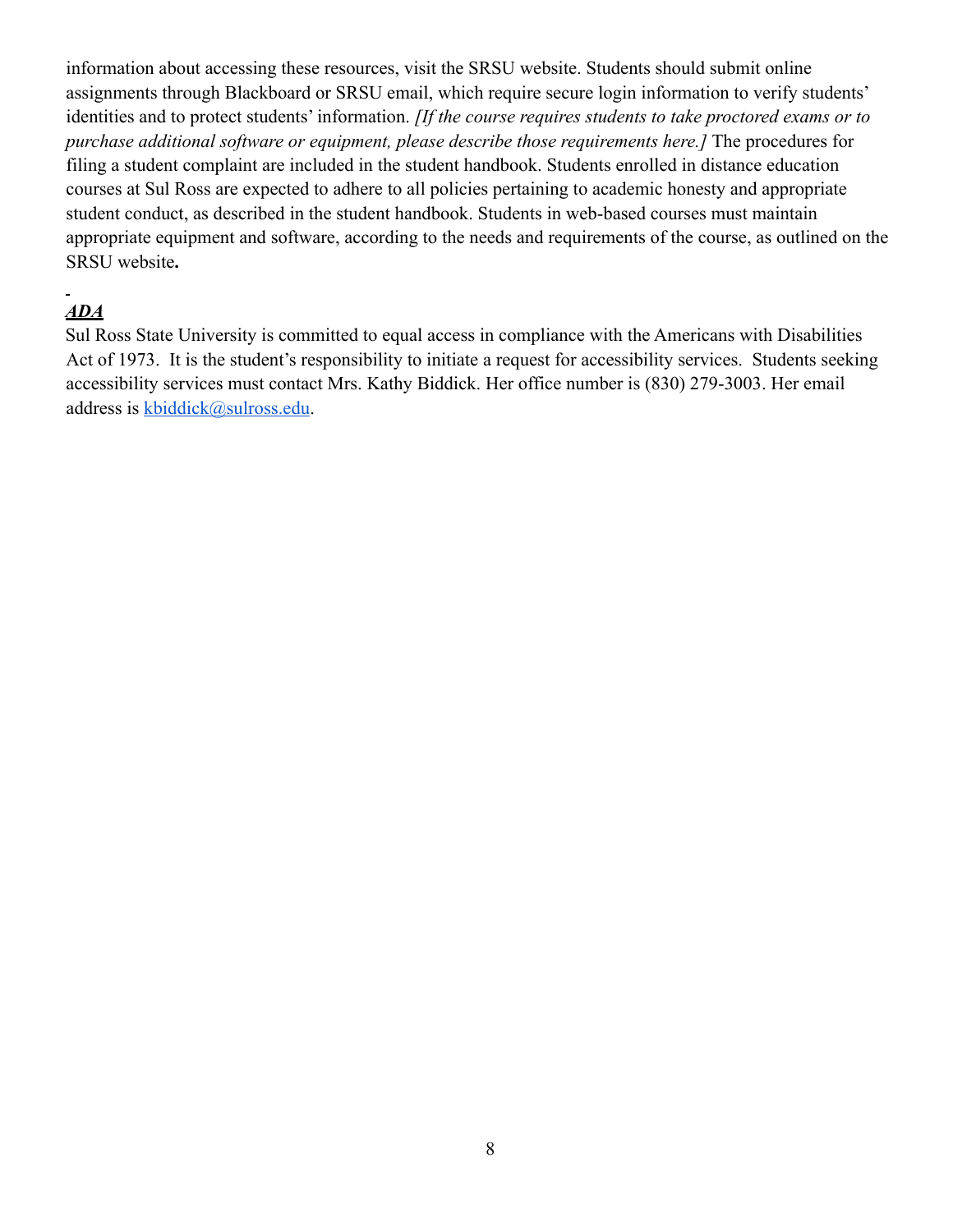information about accessing these resources, visit the SRSU website. Students should submit online assignments through Blackboard or SRSU email, which require secure login information to verify students' identities and to protect students' information. *[If the course requires students to take proctored exams or to purchase additional software or equipment, please describe those requirements here.]* The procedures for filing a student complaint are included in the student handbook. Students enrolled in distance education courses at Sul Ross are expected to adhere to all policies pertaining to academic honesty and appropriate student conduct, as described in the student handbook. Students in web-based courses must maintain appropriate equipment and software, according to the needs and requirements of the course, as outlined on the SRSU website**.**

***ADA***

Sul Ross State University is committed to equal access in compliance with the Americans with Disabilities Act of 1973. It is the student's responsibility to initiate a request for accessibility services. Students seeking accessibility services must contact Mrs. Kathy Biddick. Her office number is (830) 279-3003. Her email address is kbiddick@sulross.edu.